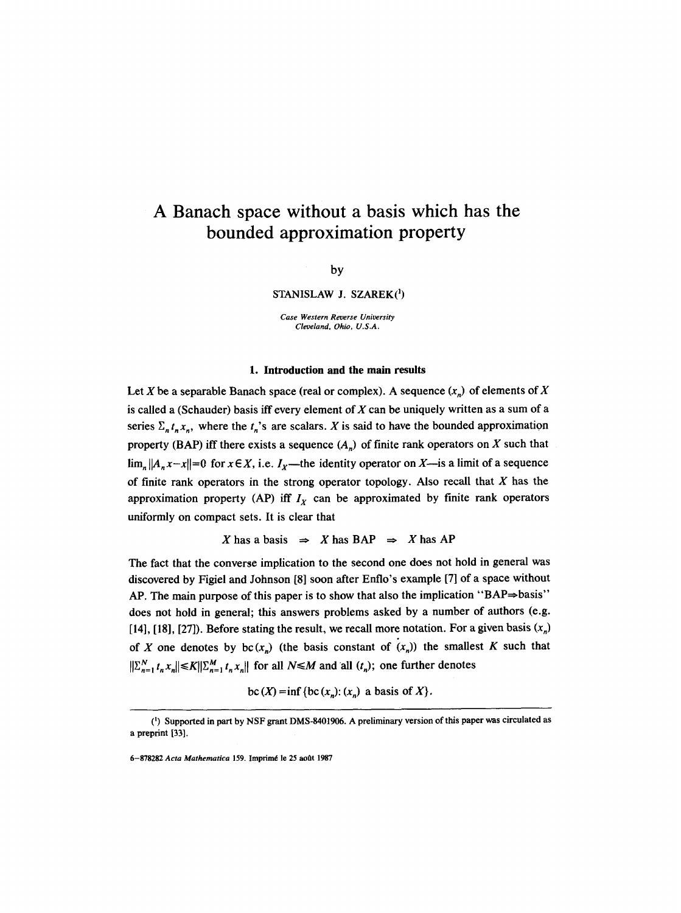// A Banach space without a basis which has the bounded approximation property

by

STANISLAW J. SZAREK[1]

*Case Western Reverse University*
*Cleveland, Ohio, U.S.A.*

## 1. Introduction and the main results

Let $X$ be a separable Banach space (real or complex). A sequence $(x_n)$ of elements of $X$ is called a (Schauder) basis iff every element of $X$ can be uniquely written as a sum of a series $\Sigma_n t_n x_n$, where the $t_n$'s are scalars. $X$ is said to have the bounded approximation property (BAP) iff there exists a sequence $(A_n)$ of finite rank operators on $X$ such that $\lim_n \|A_n x - x\| = 0$ for $x \in X$, i.e. $I_X$—the identity operator on $X$—is a limit of a sequence of finite rank operators in the strong operator topology. Also recall that $X$ has the approximation property (AP) iff $I_X$ can be approximated by finite rank operators uniformly on compact sets. It is clear that

$$X \text{ has a basis } \Rightarrow X \text{ has BAP } \Rightarrow X \text{ has AP}$$

The fact that the converse implication to the second one does not hold in general was discovered by Figiel and Johnson [8] soon after Enflo's example [7] of a space without AP. The main purpose of this paper is to show that also the implication "BAP⇒basis" does not hold in general; this answers problems asked by a number of authors (e.g. [14], [18], [27]). Before stating the result, we recall more notation. For a given basis $(x_n)$ of $X$ one denotes by $\mathrm{bc}(x_n)$ (the basis constant of $(x_n)$) the smallest $K$ such that $\|\Sigma_{n=1}^N t_n x_n\| \leq K \|\Sigma_{n=1}^M t_n x_n\|$ for all $N \leq M$ and all $(t_n)$; one further denotes

$$\mathrm{bc}(X) = \inf\{\mathrm{bc}(x_n) : (x_n) \text{ a basis of } X\}.$$

---

[1] Supported in part by NSF grant DMS-8401906. A preliminary version of this paper was circulated as a preprint [33].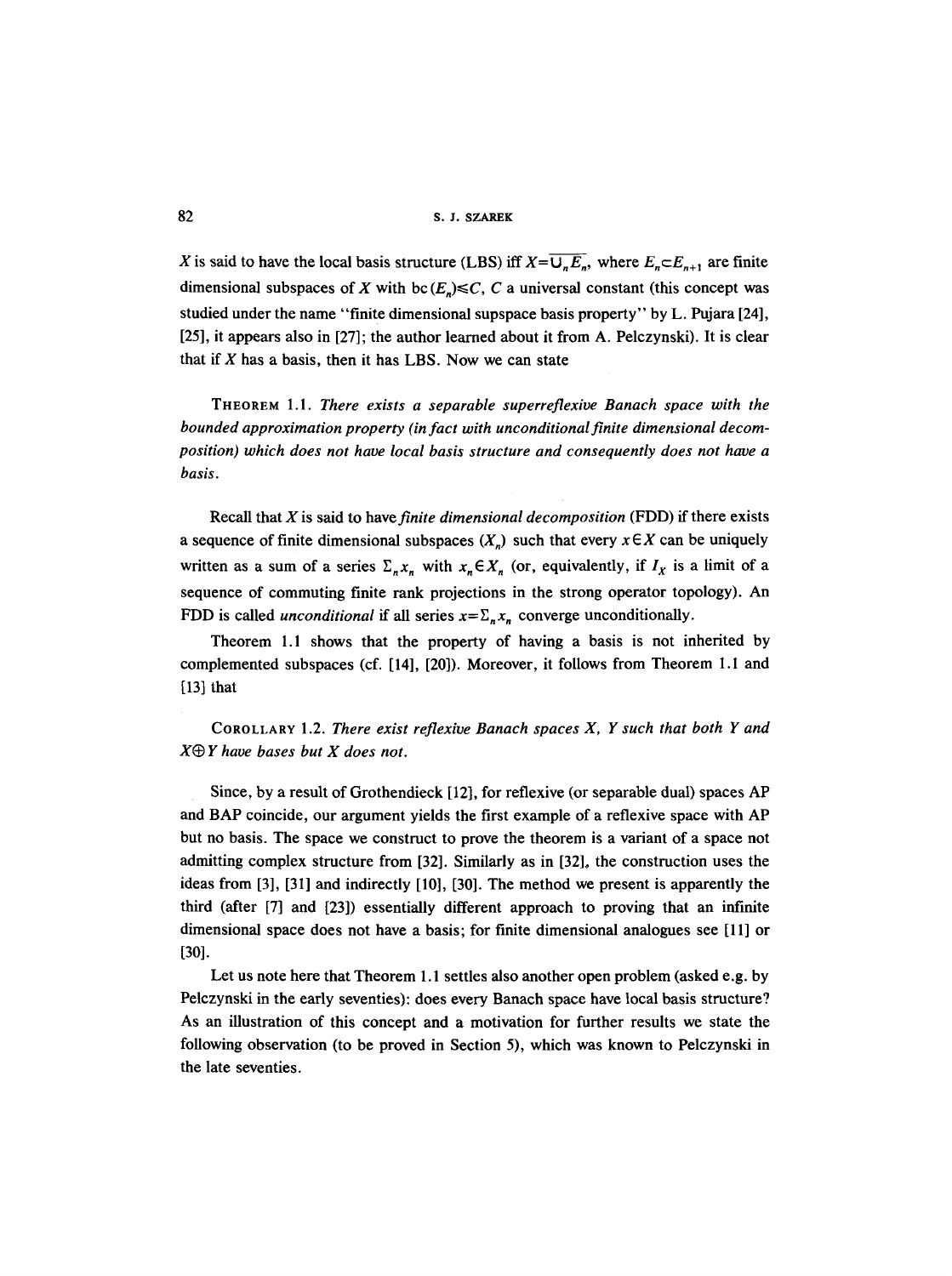$X$ is said to have the local basis structure (LBS) iff $X=\overline{\bigcup_n E_n}$, where $E_n \subset E_{n+1}$ are finite dimensional subspaces of $X$ with $\mathrm{bc}(E_n) \leqslant C$, $C$ a universal constant (this concept was studied under the name "finite dimensional supspace basis property" by L. Pujara [24], [25], it appears also in [27]; the author learned about it from A. Pelczynski). It is clear that if $X$ has a basis, then it has LBS. Now we can state

THEOREM 1.1. *There exists a separable superreflexive Banach space with the bounded approximation property (in fact with unconditional finite dimensional decomposition) which does not have local basis structure and consequently does not have a basis.*

Recall that $X$ is said to have *finite dimensional decomposition* (FDD) if there exists a sequence of finite dimensional subspaces $(X_n)$ such that every $x \in X$ can be uniquely written as a sum of a series $\Sigma_n x_n$ with $x_n \in X_n$ (or, equivalently, if $I_X$ is a limit of a sequence of commuting finite rank projections in the strong operator topology). An FDD is called *unconditional* if all series $x=\Sigma_n x_n$ converge unconditionally.

Theorem 1.1 shows that the property of having a basis is not inherited by complemented subspaces (cf. [14], [20]). Moreover, it follows from Theorem 1.1 and [13] that

COROLLARY 1.2. *There exist reflexive Banach spaces $X$, $Y$ such that both $Y$ and $X \oplus Y$ have bases but $X$ does not.*

Since, by a result of Grothendieck [12], for reflexive (or separable dual) spaces AP and BAP coincide, our argument yields the first example of a reflexive space with AP but no basis. The space we construct to prove the theorem is a variant of a space not admitting complex structure from [32]. Similarly as in [32], the construction uses the ideas from [3], [31] and indirectly [10], [30]. The method we present is apparently the third (after [7] and [23]) essentially different approach to proving that an infinite dimensional space does not have a basis; for finite dimensional analogues see [11] or [30].

Let us note here that Theorem 1.1 settles also another open problem (asked e.g. by Pelczynski in the early seventies): does every Banach space have local basis structure? As an illustration of this concept and a motivation for further results we state the following observation (to be proved in Section 5), which was known to Pelczynski in the late seventies.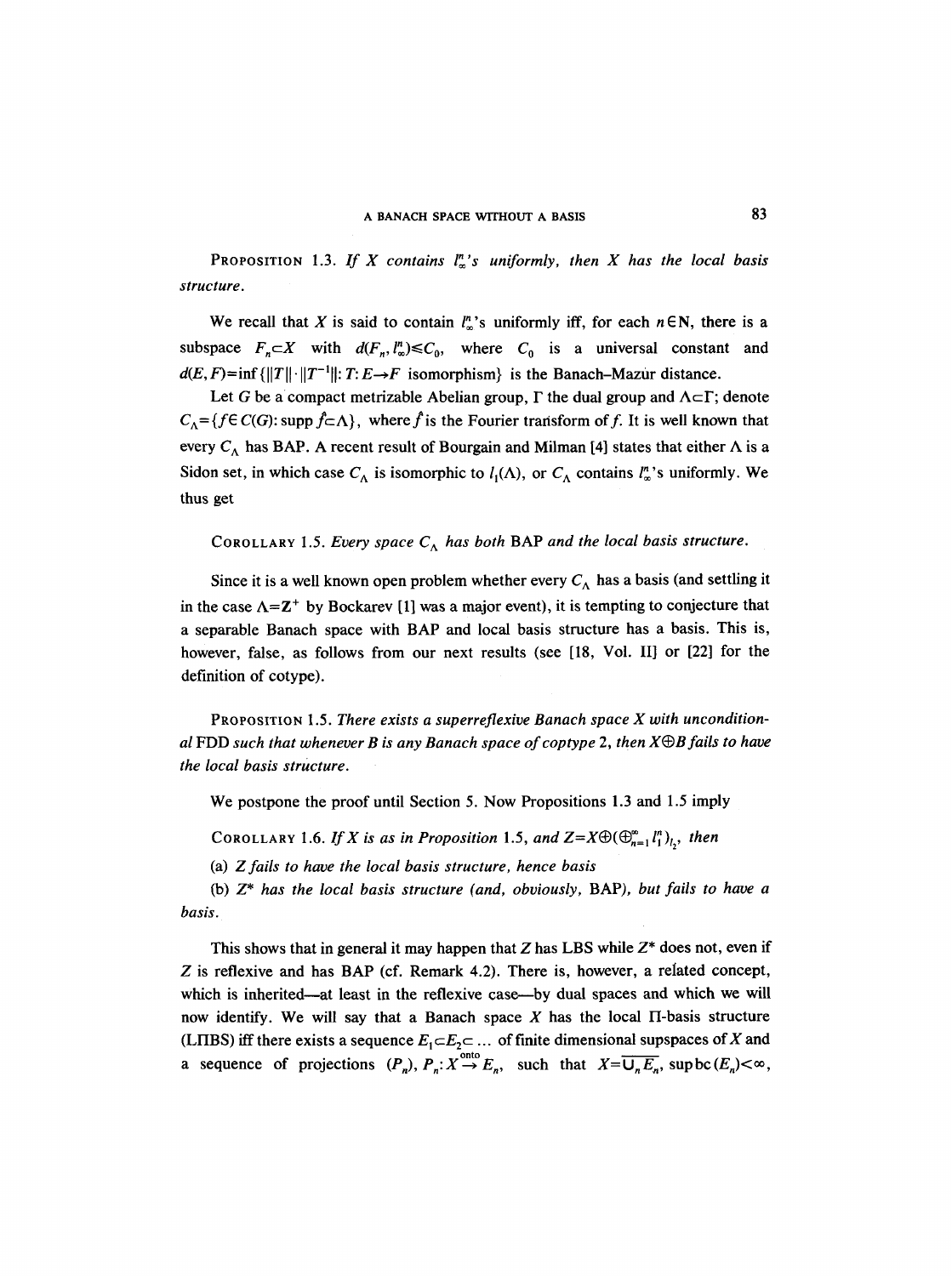PROPOSITION 1.3. *If $X$ contains $l_\infty^n$'s uniformly, then $X$ has the local basis structure.*

We recall that $X$ is said to contain $l_\infty^n$'s uniformly iff, for each $n \in \mathbf{N}$, there is a subspace $F_n \subset X$ with $d(F_n, l_\infty^n) \leq C_0$, where $C_0$ is a universal constant and $d(E, F) = \inf\{\|T\| \cdot \|T^{-1}\|: T: E \to F \text{ isomorphism}\}$ is the Banach–Mazur distance.

Let $G$ be a compact metrizable Abelian group, $\Gamma$ the dual group and $\Lambda \subset \Gamma$; denote $C_\Lambda = \{f \in C(G): \operatorname{supp} \hat{f} \subset \Lambda\}$, where $\hat{f}$ is the Fourier transform of $f$. It is well known that every $C_\Lambda$ has BAP. A recent result of Bourgain and Milman [4] states that either $\Lambda$ is a Sidon set, in which case $C_\Lambda$ is isomorphic to $l_1(\Lambda)$, or $C_\Lambda$ contains $l_\infty^n$'s uniformly. We thus get

COROLLARY 1.5. *Every space $C_\Lambda$ has both* BAP *and the local basis structure.*

Since it is a well known open problem whether every $C_\Lambda$ has a basis (and settling it in the case $\Lambda = \mathbf{Z}^+$ by Bockarev [1] was a major event), it is tempting to conjecture that a separable Banach space with BAP and local basis structure has a basis. This is, however, false, as follows from our next results (see [18, Vol. II] or [22] for the definition of cotype).

PROPOSITION 1.5. *There exists a superreflexive Banach space $X$ with unconditional* FDD *such that whenever $B$ is any Banach space of coptype 2, then $X \oplus B$ fails to have the local basis structure.*

We postpone the proof until Section 5. Now Propositions 1.3 and 1.5 imply

COROLLARY 1.6. *If $X$ is as in Proposition 1.5, and $Z = X \oplus (\oplus_{n=1}^\infty l_1^n)_{l_2}$, then*

(a) *$Z$ fails to have the local basis structure, hence basis*

(b) *$Z^*$ has the local basis structure (and, obviously,* BAP*), but fails to have a basis.*

This shows that in general it may happen that $Z$ has LBS while $Z^*$ does not, even if $Z$ is reflexive and has BAP (cf. Remark 4.2). There is, however, a related concept, which is inherited—at least in the reflexive case—by dual spaces and which we will now identify. We will say that a Banach space $X$ has the local $\Pi$-basis structure (L$\Pi$BS) iff there exists a sequence $E_1 \subset E_2 \subset \ldots$ of finite dimensional supspaces of $X$ and a sequence of projections $(P_n)$, $P_n: X \xrightarrow{\text{onto}} E_n$, such that $X = \overline{\bigcup_n E_n}$, $\sup \operatorname{bc}(E_n) < \infty$,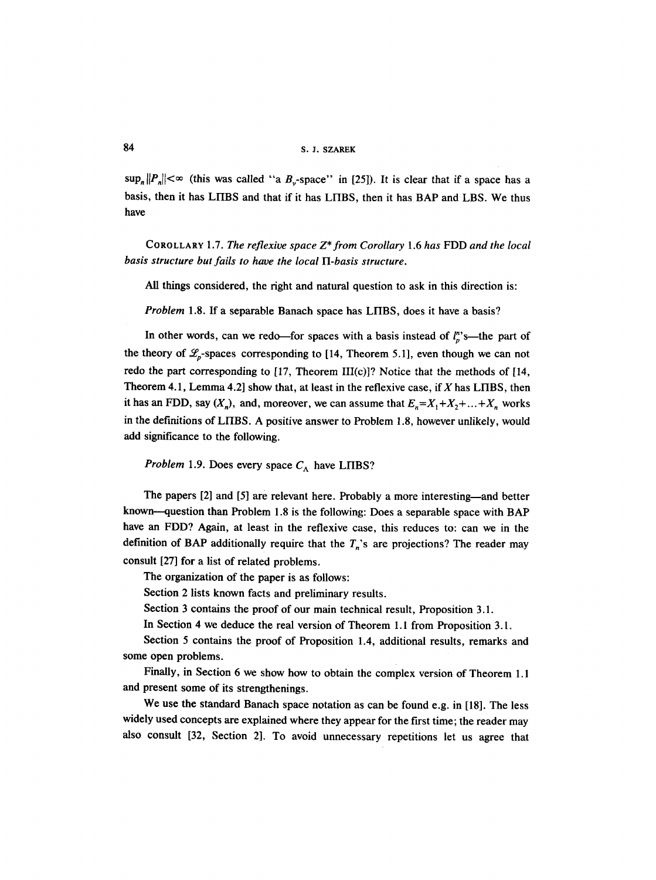$\sup_n \|P_n\| < \infty$ (this was called "a $B_\gamma$-space" in [25]). It is clear that if a space has a basis, then it has LΠBS and that if it has LΠBS, then it has BAP and LBS. We thus have

COROLLARY 1.7. *The reflexive space $Z^*$ from Corollary* 1.6 *has* FDD *and the local basis structure but fails to have the local* Π*-basis structure.*

All things considered, the right and natural question to ask in this direction is:

*Problem* 1.8. If a separable Banach space has LΠBS, does it have a basis?

In other words, can we redo—for spaces with a basis instead of $l_p^n$'s—the part of the theory of $\mathscr{L}_p$-spaces corresponding to [14, Theorem 5.1], even though we can not redo the part corresponding to [17, Theorem III(c)]? Notice that the methods of [14, Theorem 4.1, Lemma 4.2] show that, at least in the reflexive case, if $X$ has LΠBS, then it has an FDD, say $(X_n)$, and, moreover, we can assume that $E_n = X_1 + X_2 + \ldots + X_n$ works in the definitions of LΠBS. A positive answer to Problem 1.8, however unlikely, would add significance to the following.

*Problem* 1.9. Does every space $C_\Lambda$ have LΠBS?

The papers [2] and [5] are relevant here. Probably a more interesting—and better known—question than Problem 1.8 is the following: Does a separable space with BAP have an FDD? Again, at least in the reflexive case, this reduces to: can we in the definition of BAP additionally require that the $T_n$'s are projections? The reader may consult [27] for a list of related problems.

The organization of the paper is as follows:

Section 2 lists known facts and preliminary results.

Section 3 contains the proof of our main technical result, Proposition 3.1.

In Section 4 we deduce the real version of Theorem 1.1 from Proposition 3.1.

Section 5 contains the proof of Proposition 1.4, additional results, remarks and some open problems.

Finally, in Section 6 we show how to obtain the complex version of Theorem 1.1 and present some of its strengthenings.

We use the standard Banach space notation as can be found e.g. in [18]. The less widely used concepts are explained where they appear for the first time; the reader may also consult [32, Section 2]. To avoid unnecessary repetitions let us agree that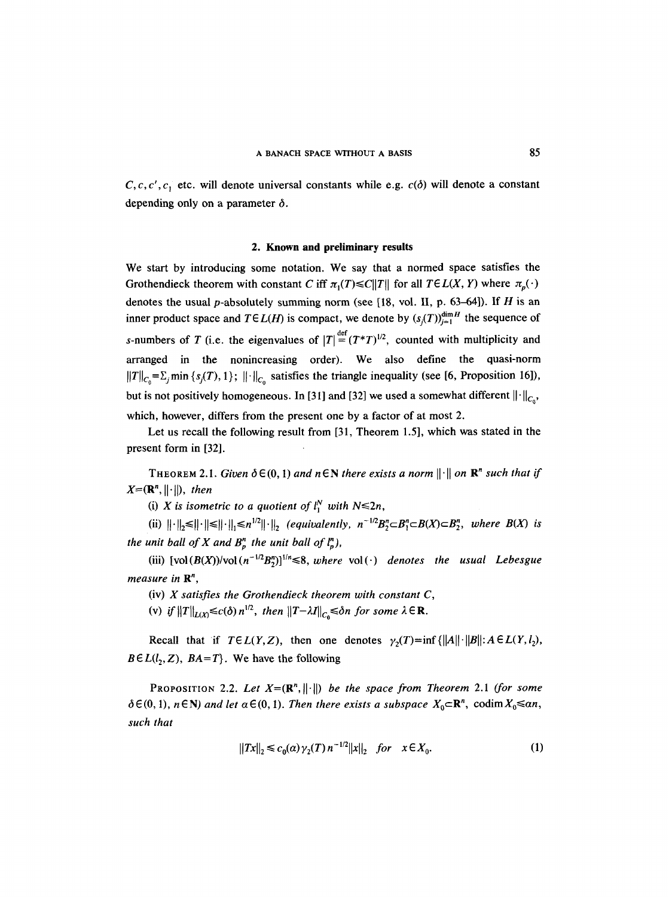$C, c, c', c_1$ etc. will denote universal constants while e.g. $c(\delta)$ will denote a constant depending only on a parameter $\delta$.

## 2. Known and preliminary results

We start by introducing some notation. We say that a normed space satisfies the Grothendieck theorem with constant $C$ iff $\pi_1(T) \leq C\|T\|$ for all $T \in L(X, Y)$ where $\pi_p(\cdot)$ denotes the usual $p$-absolutely summing norm (see [18, vol. II, p. 63–64]). If $H$ is an inner product space and $T \in L(H)$ is compact, we denote by $(s_j(T))_{j=1}^{\dim H}$ the sequence of $s$-numbers of $T$ (i.e. the eigenvalues of $|T| \overset{\text{def}}{=} (T^*T)^{1/2}$, counted with multiplicity and arranged in the nonincreasing order). We also define the quasi-norm $\|T\|_{C_0} = \Sigma_j \min\{s_j(T), 1\}$; $\|\cdot\|_{C_0}$ satisfies the triangle inequality (see [6, Proposition 16]), but is not positively homogeneous. In [31] and [32] we used a somewhat different $\|\cdot\|_{C_0}$, which, however, differs from the present one by a factor of at most 2.

Let us recall the following result from [31, Theorem 1.5], which was stated in the present form in [32].

THEOREM 2.1. *Given $\delta \in (0, 1)$ and $n \in \mathbf{N}$ there exists a norm $\|\cdot\|$ on $\mathbf{R}^n$ such that if $X = (\mathbf{R}^n, \|\cdot\|)$, then*

*(i) $X$ is isometric to a quotient of $l_1^N$ with $N \leq 2n$,*

*(ii) $\|\cdot\|_2 \leq \|\cdot\| \leq \|\cdot\|_1 \leq n^{1/2}\|\cdot\|_2$ (equivalently, $n^{-1/2}B_2^n \subset B_1^n \subset B(X) \subset B_2^n$, where $B(X)$ is the unit ball of $X$ and $B_p^n$ the unit ball of $l_p^n$),*

*(iii) $[\mathrm{vol}(B(X))/\mathrm{vol}(n^{-1/2}B_2^n)]^{1/n} \leq 8$, where $\mathrm{vol}(\cdot)$ denotes the usual Lebesgue measure in $\mathbf{R}^n$,*

*(iv) $X$ satisfies the Grothendieck theorem with constant $C$,*

*(v) if $\|T\|_{L(X)} \leq c(\delta)\, n^{1/2}$, then $\|T - \lambda I\|_{C_0} \leq \delta n$ for some $\lambda \in \mathbf{R}$.*

Recall that if $T \in L(Y, Z)$, then one denotes $\gamma_2(T) = \inf\{\|A\| \cdot \|B\| : A \in L(Y, l_2), B \in L(l_2, Z), BA = T\}$. We have the following

PROPOSITION 2.2. *Let $X = (\mathbf{R}^n, \|\cdot\|)$ be the space from Theorem 2.1 (for some $\delta \in (0, 1)$, $n \in \mathbf{N}$) and let $\alpha \in (0, 1)$. Then there exists a subspace $X_0 \subset \mathbf{R}^n$, $\operatorname{codim} X_0 \leq \alpha n$, such that*

$$\|Tx\|_2 \leq c_0(\alpha)\, \gamma_2(T)\, n^{-1/2} \|x\|_2 \quad \text{for} \quad x \in X_0. \tag{1}$$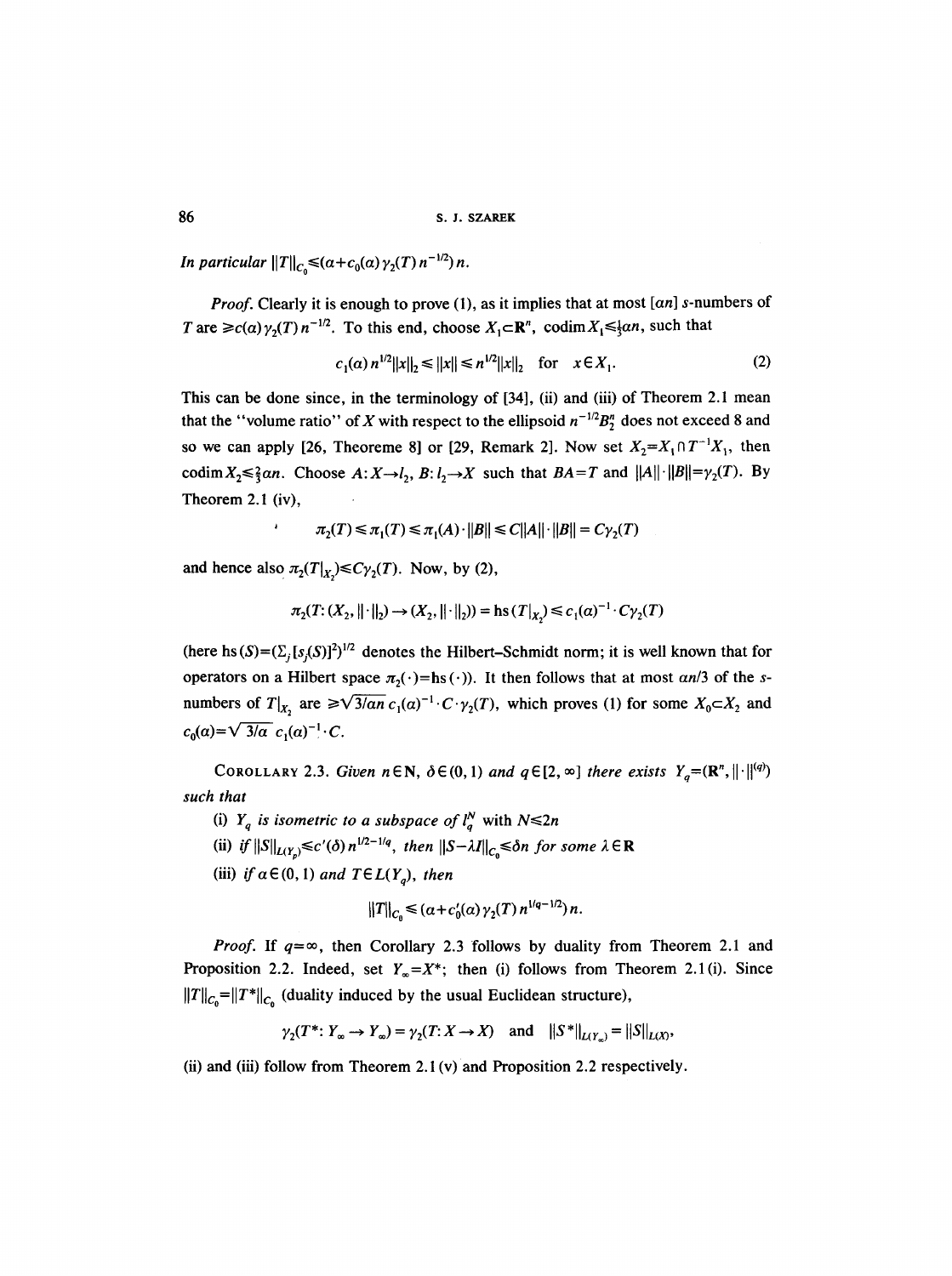*In particular* $\|T\|_{C_0} \leq (\alpha + c_0(\alpha)\gamma_2(T)n^{-1/2})n$.

*Proof.* Clearly it is enough to prove (1), as it implies that at most $[\alpha n]$ $s$-numbers of $T$ are $\geq c(\alpha)\gamma_2(T)n^{-1/2}$. To this end, choose $X_1 \subset \mathbf{R}^n$, $\operatorname{codim} X_1 \leq \frac{1}{3}\alpha n$, such that

$$c_1(\alpha)n^{1/2}\|x\|_2 \leq \|x\| \leq n^{1/2}\|x\|_2 \quad \text{for} \quad x \in X_1. \tag{2}$$

This can be done since, in the terminology of [34], (ii) and (iii) of Theorem 2.1 mean that the "volume ratio" of $X$ with respect to the ellipsoid $n^{-1/2}B_2^n$ does not exceed 8 and so we can apply [26, Theoreme 8] or [29, Remark 2]. Now set $X_2 = X_1 \cap T^{-1}X_1$, then $\operatorname{codim} X_2 \leq \frac{2}{3}\alpha n$. Choose $A: X \to l_2$, $B: l_2 \to X$ such that $BA = T$ and $\|A\| \cdot \|B\| = \gamma_2(T)$. By Theorem 2.1 (iv),

$$\pi_2(T) \leq \pi_1(T) \leq \pi_1(A) \cdot \|B\| \leq C\|A\| \cdot \|B\| = C\gamma_2(T)$$

and hence also $\pi_2(T|_{X_2}) \leq C\gamma_2(T)$. Now, by (2),

$$\pi_2(T: (X_2, \|\cdot\|_2) \to (X_2, \|\cdot\|_2)) = \operatorname{hs}(T|_{X_2}) \leq c_1(\alpha)^{-1} \cdot C\gamma_2(T)$$

(here $\operatorname{hs}(S) = (\Sigma_j [s_j(S)]^2)^{1/2}$ denotes the Hilbert–Schmidt norm; it is well known that for operators on a Hilbert space $\pi_2(\cdot) = \operatorname{hs}(\cdot)$). It then follows that at most $\alpha n/3$ of the $s$-numbers of $T|_{X_2}$ are $\geq \sqrt{3/\alpha n}\, c_1(\alpha)^{-1} \cdot C \cdot \gamma_2(T)$, which proves (1) for some $X_0 \subset X_2$ and $c_0(\alpha) = \sqrt{3/\alpha}\, c_1(\alpha)^{-1} \cdot C$.

COROLLARY 2.3. *Given* $n \in \mathbf{N}$, $\delta \in (0, 1)$ *and* $q \in [2, \infty]$ *there exists* $Y_q = (\mathbf{R}^n, \|\cdot\|^{(q)})$ *such that*

(i) $Y_q$ *is isometric to a subspace of* $l_q^N$ with $N \leq 2n$

(ii) *if* $\|S\|_{L(Y_p)} \leq c'(\delta)n^{1/2 - 1/q}$, *then* $\|S - \lambda I\|_{C_0} \leq \delta n$ *for some* $\lambda \in \mathbf{R}$

(iii) *if* $\alpha \in (0, 1)$ *and* $T \in L(Y_q)$, *then*

$$\|T\|_{C_0} \leq (\alpha + c_0'(\alpha)\gamma_2(T)n^{1/q - 1/2})n.$$

*Proof.* If $q = \infty$, then Corollary 2.3 follows by duality from Theorem 2.1 and Proposition 2.2. Indeed, set $Y_\infty = X^*$; then (i) follows from Theorem 2.1(i). Since $\|T\|_{C_0} = \|T^*\|_{C_0}$ (duality induced by the usual Euclidean structure),

$$\gamma_2(T^*: Y_\infty \to Y_\infty) = \gamma_2(T: X \to X) \quad \text{and} \quad \|S^*\|_{L(Y_\infty)} = \|S\|_{L(X)},$$

(ii) and (iii) follow from Theorem 2.1 (v) and Proposition 2.2 respectively.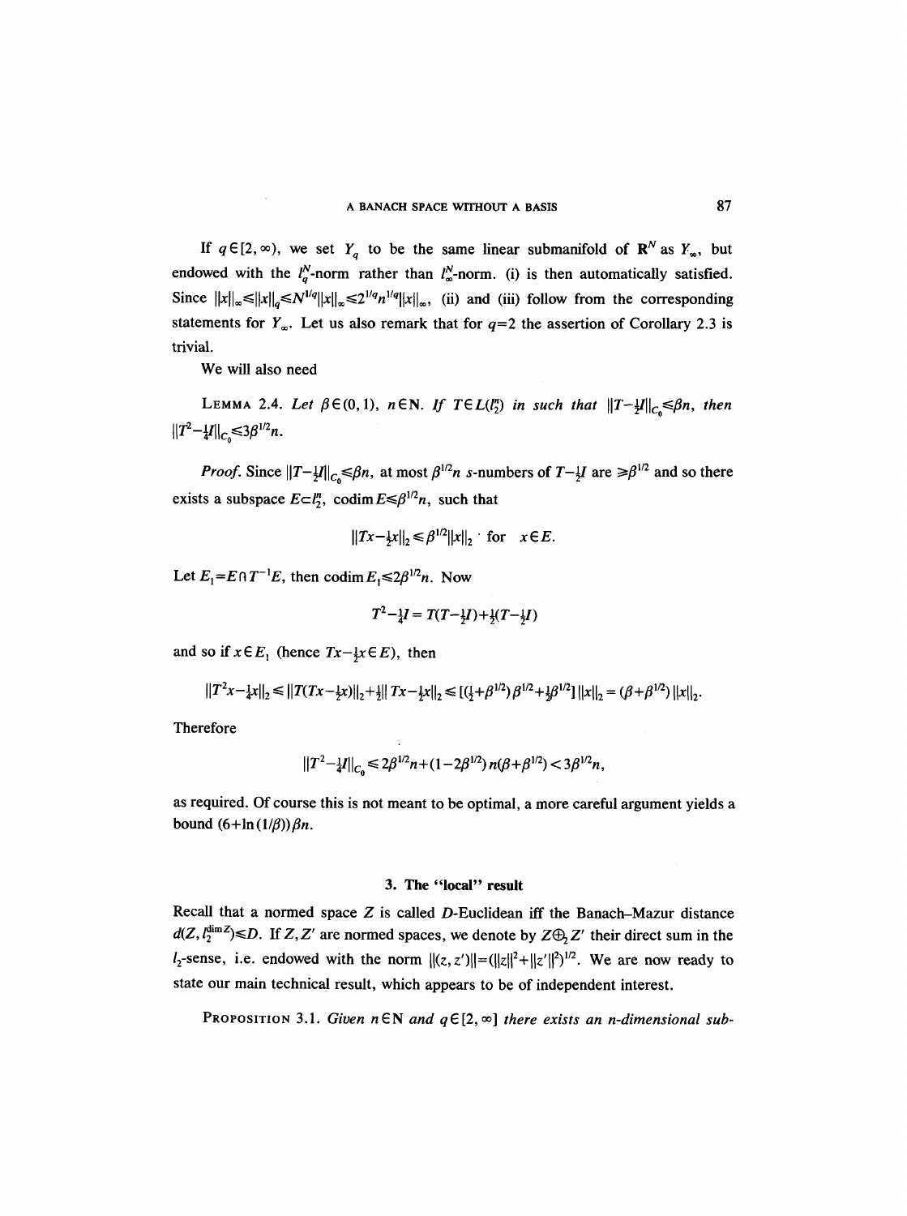If $q \in [2, \infty)$, we set $Y_q$ to be the same linear submanifold of $\mathbf{R}^N$ as $Y_\infty$, but endowed with the $l_q^N$-norm rather than $l_\infty^N$-norm. (i) is then automatically satisfied. Since $\|x\|_\infty \leq \|x\|_q \leq N^{1/q}\|x\|_\infty \leq 2^{1/q}n^{1/q}\|x\|_\infty$, (ii) and (iii) follow from the corresponding statements for $Y_\infty$. Let us also remark that for $q=2$ the assertion of Corollary 2.3 is trivial.

We will also need

LEMMA 2.4. *Let $\beta \in (0, 1)$, $n \in \mathbf{N}$. If $T \in L(l_2^n)$ in such that $\|T - \frac{1}{2}I\|_{C_0} \leq \beta n$, then $\|T^2 - \frac{1}{4}I\|_{C_0} \leq 3\beta^{1/2}n$.*

*Proof.* Since $\|T - \frac{1}{2}I\|_{C_0} \leq \beta n$, at most $\beta^{1/2}n$ $s$-numbers of $T - \frac{1}{2}I$ are $\geq \beta^{1/2}$ and so there exists a subspace $E \subset l_2^n$, $\operatorname{codim} E \leq \beta^{1/2}n$, such that

$$\|Tx - \tfrac{1}{2}x\|_2 \leq \beta^{1/2}\|x\|_2 \quad \text{for} \quad x \in E.$$

Let $E_1 = E \cap T^{-1}E$, then $\operatorname{codim} E_1 \leq 2\beta^{1/2}n$. Now

$$T^2 - \tfrac{1}{4}I = T(T - \tfrac{1}{2}I) + \tfrac{1}{2}(T - \tfrac{1}{2}I)$$

and so if $x \in E_1$ (hence $Tx - \frac{1}{2}x \in E$), then

$$\|T^2x - \tfrac{1}{4}x\|_2 \leq \|T(Tx - \tfrac{1}{2}x)\|_2 + \tfrac{1}{2}\|Tx - \tfrac{1}{2}x\|_2 \leq [(\tfrac{1}{2} + \beta^{1/2})\beta^{1/2} + \tfrac{1}{2}\beta^{1/2}]\|x\|_2 = (\beta + \beta^{1/2})\|x\|_2.$$

Therefore

$$\|T^2 - \tfrac{1}{4}I\|_{C_0} \leq 2\beta^{1/2}n + (1 - 2\beta^{1/2})n(\beta + \beta^{1/2}) < 3\beta^{1/2}n,$$

as required. Of course this is not meant to be optimal, a more careful argument yields a bound $(6 + \ln(1/\beta))\beta n$.

## 3. The "local" result

Recall that a normed space $Z$ is called $D$-Euclidean iff the Banach–Mazur distance $d(Z, l_2^{\dim Z}) \leq D$. If $Z, Z'$ are normed spaces, we denote by $Z \oplus_2 Z'$ their direct sum in the $l_2$-sense, i.e. endowed with the norm $\|(z, z')\| = (\|z\|^2 + \|z'\|^2)^{1/2}$. We are now ready to state our main technical result, which appears to be of independent interest.

PROPOSITION 3.1. *Given $n \in \mathbf{N}$ and $q \in [2, \infty]$ there exists an $n$-dimensional sub-*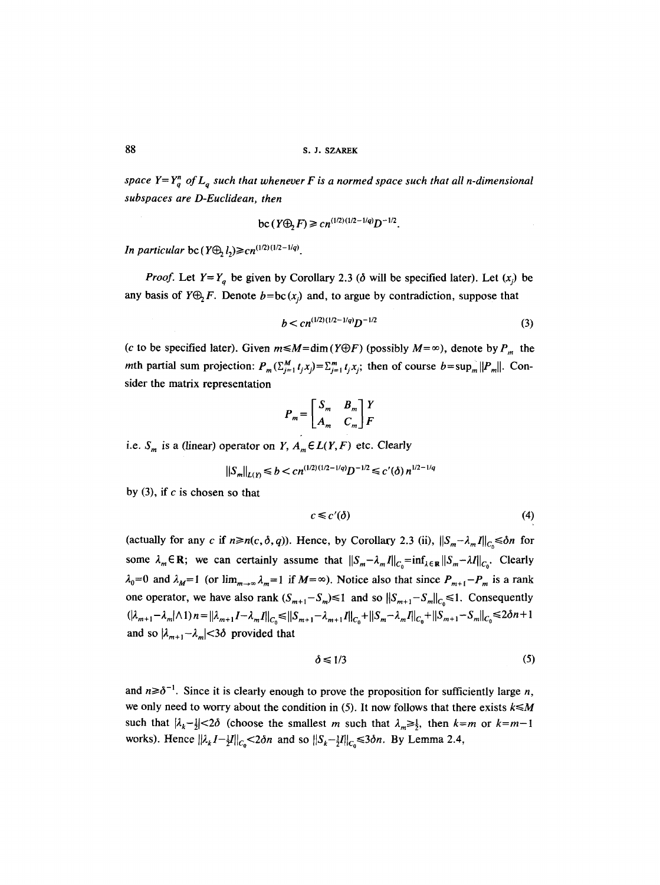*space $Y = Y_q^n$ of $L_q$ such that whenever $F$ is a normed space such that all $n$-dimensional subspaces are $D$-Euclidean, then*

$$\mathrm{bc}\,(Y \oplus_2 F) \geq c n^{(1/2)(1/2-1/q)} D^{-1/2}.$$

*In particular* $\mathrm{bc}\,(Y \oplus_2 l_2) \geq c n^{(1/2)(1/2-1/q)}$.

*Proof.* Let $Y = Y_q$ be given by Corollary 2.3 ($\delta$ will be specified later). Let $(x_j)$ be any basis of $Y \oplus_2 F$. Denote $b = \mathrm{bc}\,(x_j)$ and, to argue by contradiction, suppose that

$$b < c n^{(1/2)(1/2-1/q)} D^{-1/2} \tag{3}$$

($c$ to be specified later). Given $m \leq M = \dim (Y \oplus F)$ (possibly $M = \infty$), denote by $P_m$ the $m$th partial sum projection: $P_m(\sum_{j=1}^M t_j x_j) = \sum_{j=1}^m t_j x_j$; then of course $b = \sup_m \|P_m\|$. Consider the matrix representation

$$P_m = \begin{bmatrix} S_m & B_m \\ A_m & C_m \end{bmatrix} \begin{matrix} Y \\ F \end{matrix}$$

i.e. $S_m$ is a (linear) operator on $Y$, $A_m \in L(Y, F)$ etc. Clearly

$$\|S_m\|_{L(Y)} \leq b < c n^{(1/2)(1/2-1/q)} D^{-1/2} \leq c'(\delta)\, n^{1/2-1/q}$$

by (3), if $c$ is chosen so that

$$c \leq c'(\delta) \tag{4}$$

(actually for any $c$ if $n \geq n(c, \delta, q)$). Hence, by Corollary 2.3 (ii), $\|S_m - \lambda_m I\|_{C_0} \leq \delta n$ for some $\lambda_m \in \mathbf{R}$; we can certainly assume that $\|S_m - \lambda_m I\|_{C_0} = \inf_{\lambda \in \mathbf{R}} \|S_m - \lambda I\|_{C_0}$. Clearly $\lambda_0 = 0$ and $\lambda_M = 1$ (or $\lim_{m \to \infty} \lambda_m = 1$ if $M = \infty$). Notice also that since $P_{m+1} - P_m$ is a rank one operator, we have also $\operatorname{rank}(S_{m+1} - S_m) \leq 1$ and so $\|S_{m+1} - S_m\|_{C_0} \leq 1$. Consequently $(|\lambda_{m+1} - \lambda_m| \wedge 1)\, n = \|\lambda_{m+1} I - \lambda_m I\|_{C_0} \leq \|S_{m+1} - \lambda_{m+1} I\|_{C_0} + \|S_m - \lambda_m I\|_{C_0} + \|S_{m+1} - S_m\|_{C_0} \leq 2\delta n + 1$ and so $|\lambda_{m+1} - \lambda_m| < 3\delta$ provided that

$$\delta \leq 1/3 \tag{5}$$

and $n \geq \delta^{-1}$. Since it is clearly enough to prove the proposition for sufficiently large $n$, we only need to worry about the condition in (5). It now follows that there exists $k \leq M$ such that $|\lambda_k - \frac{1}{2}| < 2\delta$ (choose the smallest $m$ such that $\lambda_m \geq \frac{1}{2}$, then $k = m$ or $k = m-1$ works). Hence $\|\lambda_k I - \frac{1}{2} I\|_{C_0} < 2\delta n$ and so $\|S_k - \frac{1}{2} I\|_{C_0} \leq 3\delta n$. By Lemma 2.4,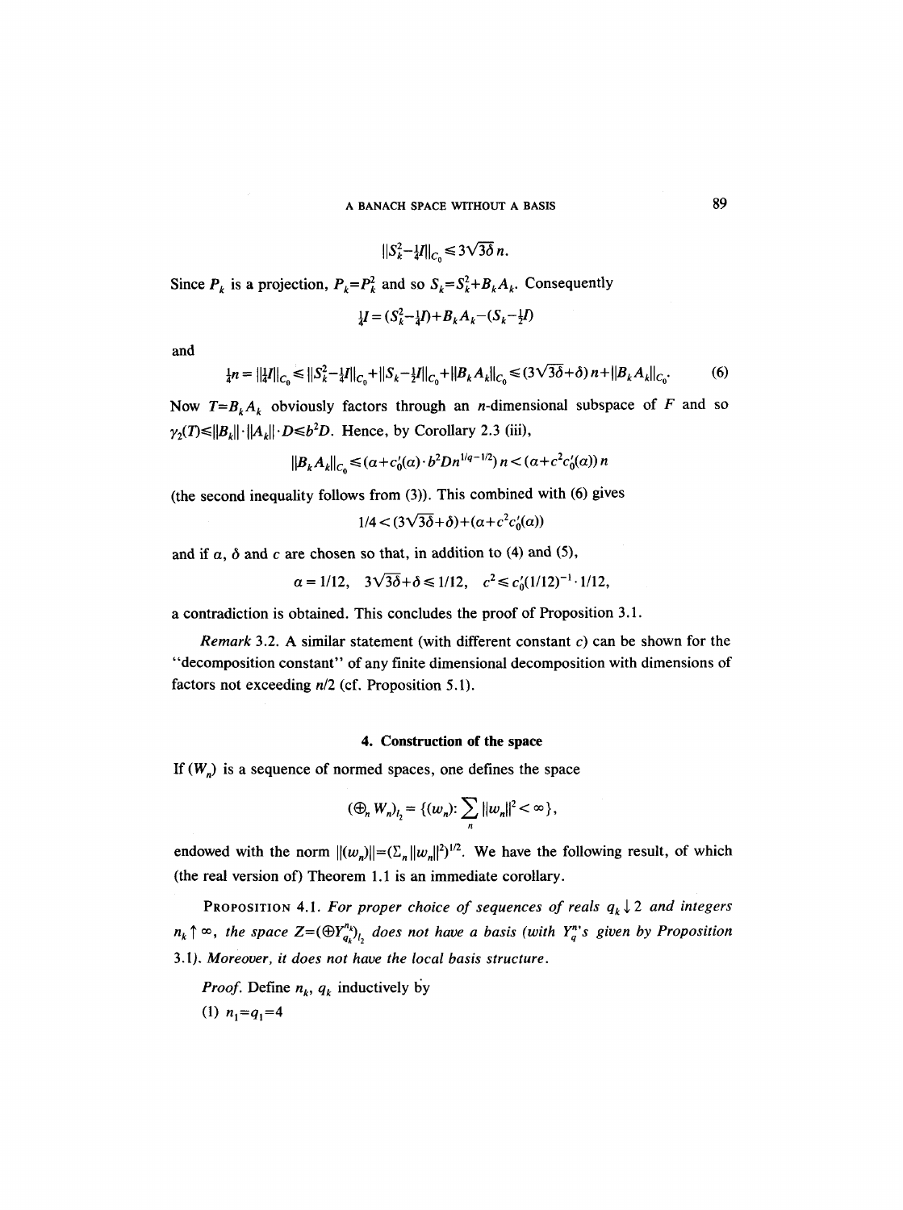$$\|S_k^2 - \tfrac{1}{4}I\|_{C_0} \leq 3\sqrt{3\delta}\, n.$$

Since $P_k$ is a projection, $P_k = P_k^2$ and so $S_k = S_k^2 + B_k A_k$. Consequently

$$\tfrac{1}{4}I = (S_k^2 - \tfrac{1}{4}I) + B_k A_k - (S_k - \tfrac{1}{2}I)$$

and

$$\tfrac{1}{4}n = \|\tfrac{1}{4}I\|_{C_0} \leq \|S_k^2 - \tfrac{1}{4}I\|_{C_0} + \|S_k - \tfrac{1}{2}I\|_{C_0} + \|B_k A_k\|_{C_0} \leq (3\sqrt{3\delta} + \delta)\, n + \|B_k A_k\|_{C_0}. \tag{6}$$

Now $T = B_k A_k$ obviously factors through an $n$-dimensional subspace of $F$ and so $\gamma_2(T) \leq \|B_k\| \cdot \|A_k\| \cdot D \leq b^2 D$. Hence, by Corollary 2.3 (iii),

$$\|B_k A_k\|_{C_0} \leq (\alpha + c_0'(\alpha) \cdot b^2 D n^{1/q - 1/2})\, n < (\alpha + c^2 c_0'(\alpha))\, n$$

(the second inequality follows from (3)). This combined with (6) gives

$$1/4 < (3\sqrt{3\delta} + \delta) + (\alpha + c^2 c_0'(\alpha))$$

and if $\alpha$, $\delta$ and $c$ are chosen so that, in addition to (4) and (5),

$$\alpha = 1/12, \quad 3\sqrt{3\delta} + \delta \leq 1/12, \quad c^2 \leq c_0'(1/12)^{-1} \cdot 1/12,$$

a contradiction is obtained. This concludes the proof of Proposition 3.1.

*Remark* 3.2. A similar statement (with different constant $c$) can be shown for the "decomposition constant" of any finite dimensional decomposition with dimensions of factors not exceeding $n/2$ (cf. Proposition 5.1).

## 4. Construction of the space

If $(W_n)$ is a sequence of normed spaces, one defines the space

$$(\oplus_n W_n)_{l_2} = \{(w_n) \colon \sum_n \|w_n\|^2 < \infty\},$$

endowed with the norm $\|(w_n)\| = (\Sigma_n \|w_n\|^2)^{1/2}$. We have the following result, of which (the real version of) Theorem 1.1 is an immediate corollary.

PROPOSITION 4.1. *For proper choice of sequences of reals $q_k \downarrow 2$ and integers $n_k \uparrow \infty$, the space $Z = (\oplus Y_{q_k}^{n_k})_{l_2}$ does not have a basis (with $Y_q^n$'s given by Proposition 3.1). Moreover, it does not have the local basis structure.*

*Proof.* Define $n_k$, $q_k$ inductively by

(1) $n_1 = q_1 = 4$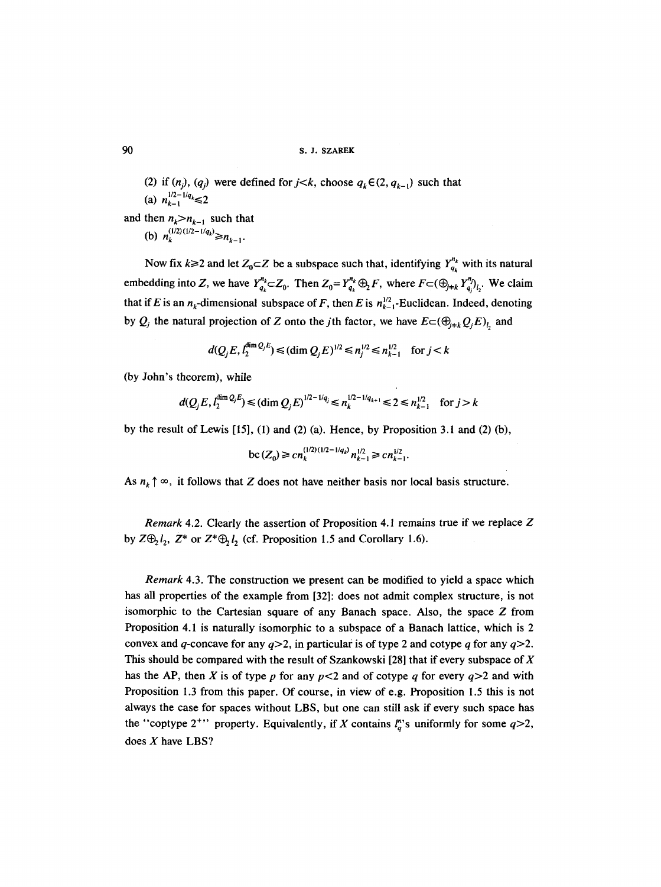(2) if $(n_j)$, $(q_j)$ were defined for $j<k$, choose $q_k \in (2, q_{k-1})$ such that

(a) $n_{k-1}^{1/2-1/q_k} \leq 2$

and then $n_k > n_{k-1}$ such that

(b) $n_k^{(1/2)(1/2-1/q_k)} \geq n_{k-1}$.

Now fix $k \geq 2$ and let $Z_0 \subset Z$ be a subspace such that, identifying $Y_{q_k}^{n_k}$ with its natural embedding into $Z$, we have $Y_{q_k}^{n_k} \subset Z_0$. Then $Z_0 = Y_{q_k}^{n_k} \oplus_2 F$, where $F \subset (\oplus_{j \neq k} Y_{q_j}^{n_j})_{l_2}$. We claim that if $E$ is an $n_k$-dimensional subspace of $F$, then $E$ is $n_{k-1}^{1/2}$-Euclidean. Indeed, denoting by $Q_j$ the natural projection of $Z$ onto the $j$th factor, we have $E \subset (\oplus_{j \neq k} Q_j E)_{l_2}$ and

$$d(Q_j E, l_2^{\dim Q_j E}) \leq (\dim Q_j E)^{1/2} \leq n_j^{1/2} \leq n_{k-1}^{1/2} \quad \text{for } j<k$$

(by John's theorem), while

$$d(Q_j E, l_2^{\dim Q_j E}) \leq (\dim Q_j E)^{1/2-1/q_j} \leq n_k^{1/2-1/q_{k+1}} \leq 2 \leq n_{k-1}^{1/2} \quad \text{for } j>k$$

by the result of Lewis [15], (1) and (2) (a). Hence, by Proposition 3.1 and (2) (b),

$$\text{bc}(Z_0) \geq c n_k^{(1/2)(1/2-1/q_k)} n_{k-1}^{1/2} \geq c n_{k-1}^{1/2}.$$

As $n_k \uparrow \infty$, it follows that $Z$ does not have neither basis nor local basis structure.

*Remark* 4.2. Clearly the assertion of Proposition 4.1 remains true if we replace $Z$ by $Z \oplus_2 l_2$, $Z^*$ or $Z^* \oplus_2 l_2$ (cf. Proposition 1.5 and Corollary 1.6).

*Remark* 4.3. The construction we present can be modified to yield a space which has all properties of the example from [32]: does not admit complex structure, is not isomorphic to the Cartesian square of any Banach space. Also, the space $Z$ from Proposition 4.1 is naturally isomorphic to a subspace of a Banach lattice, which is 2 convex and $q$-concave for any $q>2$, in particular is of type 2 and cotype $q$ for any $q>2$. This should be compared with the result of Szankowski [28] that if every subspace of $X$ has the AP, then $X$ is of type $p$ for any $p<2$ and of cotype $q$ for every $q>2$ and with Proposition 1.3 from this paper. Of course, in view of e.g. Proposition 1.5 this is not always the case for spaces without LBS, but one can still ask if every such space has the "coptype $2^+$" property. Equivalently, if $X$ contains $l_q^n$'s uniformly for some $q>2$, does $X$ have LBS?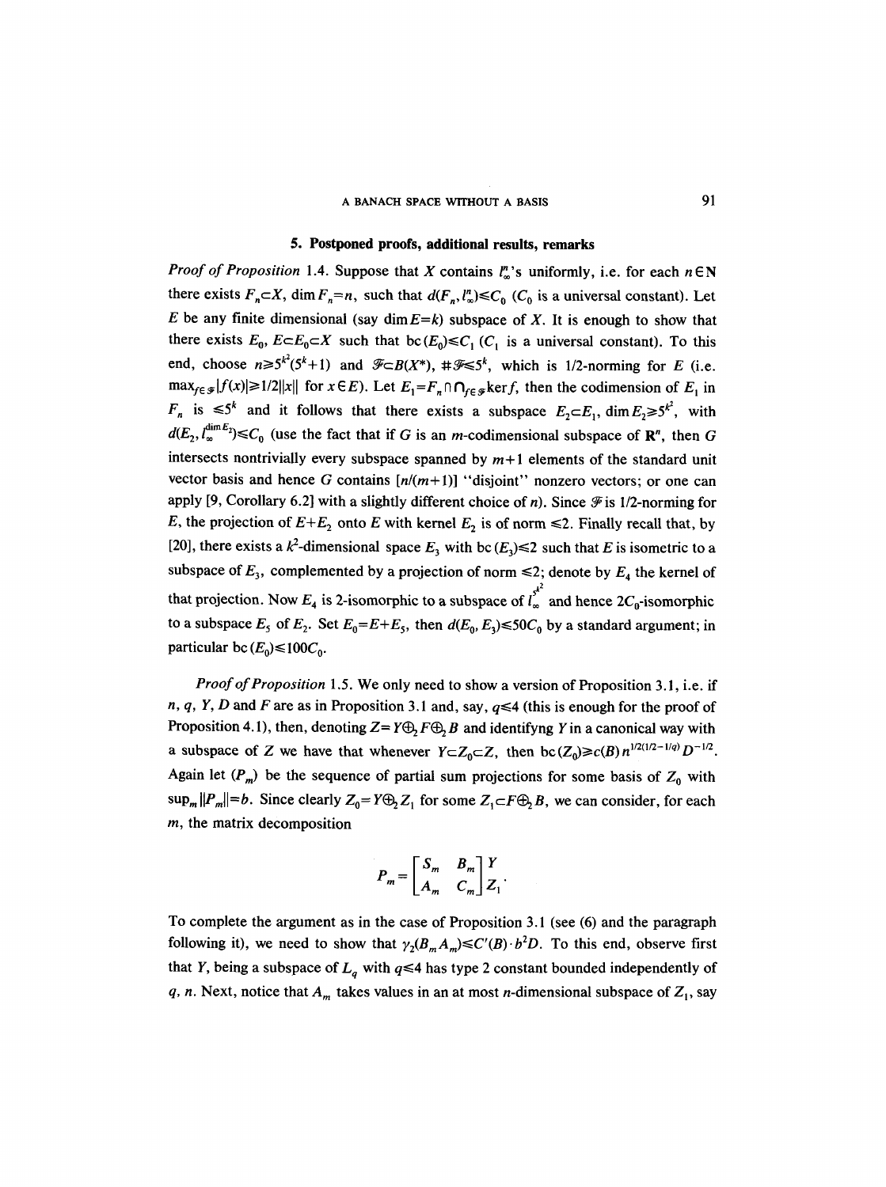## 5. Postponed proofs, additional results, remarks

*Proof of Proposition* 1.4. Suppose that $X$ contains $l_\infty^n$'s uniformly, i.e. for each $n \in \mathbf{N}$ there exists $F_n \subset X$, $\dim F_n = n$, such that $d(F_n, l_\infty^n) \leq C_0$ ($C_0$ is a universal constant). Let $E$ be any finite dimensional (say $\dim E = k$) subspace of $X$. It is enough to show that there exists $E_0$, $E \subset E_0 \subset X$ such that $\mathrm{bc}(E_0) \leq C_1$ ($C_1$ is a universal constant). To this end, choose $n \geq 5^{k^2}(5^k+1)$ and $\mathscr{F} \subset B(X^*)$, $\#\mathscr{F} \leq 5^k$, which is 1/2-norming for $E$ (i.e. $\max_{f \in \mathscr{F}} |f(x)| \geq 1/2 \|x\|$ for $x \in E$). Let $E_1 = F_n \cap \bigcap_{f \in \mathscr{F}} \ker f$, then the codimension of $E_1$ in $F_n$ is $\leq 5^k$ and it follows that there exists a subspace $E_2 \subset E_1$, $\dim E_2 \geq 5^{k^2}$, with $d(E_2, l_\infty^{\dim E_2}) \leq C_0$ (use the fact that if $G$ is an $m$-codimensional subspace of $\mathbf{R}^n$, then $G$ intersects nontrivially every subspace spanned by $m+1$ elements of the standard unit vector basis and hence $G$ contains $[n/(m+1)]$ "disjoint" nonzero vectors; or one can apply [9, Corollary 6.2] with a slightly different choice of $n$). Since $\mathscr{F}$ is 1/2-norming for $E$, the projection of $E+E_2$ onto $E$ with kernel $E_2$ is of norm $\leq 2$. Finally recall that, by [20], there exists a $k^2$-dimensional space $E_3$ with $\mathrm{bc}(E_3) \leq 2$ such that $E$ is isometric to a subspace of $E_3$, complemented by a projection of norm $\leq 2$; denote by $E_4$ the kernel of that projection. Now $E_4$ is 2-isomorphic to a subspace of $l_\infty^{5^{k^2}}$ and hence $2C_0$-isomorphic to a subspace $E_5$ of $E_2$. Set $E_0 = E + E_5$, then $d(E_0, E_3) \leq 50C_0$ by a standard argument; in particular $\mathrm{bc}(E_0) \leq 100C_0$.

*Proof of Proposition* 1.5. We only need to show a version of Proposition 3.1, i.e. if $n$, $q$, $Y$, $D$ and $F$ are as in Proposition 3.1 and, say, $q \leq 4$ (this is enough for the proof of Proposition 4.1), then, denoting $Z = Y \oplus_2 F \oplus_2 B$ and identifyng $Y$ in a canonical way with a subspace of $Z$ we have that whenever $Y \subset Z_0 \subset Z$, then $\mathrm{bc}(Z_0) \geq c(B) n^{1/2(1/2-1/q)} D^{-1/2}$. Again let $(P_m)$ be the sequence of partial sum projections for some basis of $Z_0$ with $\sup_m \|P_m\| = b$. Since clearly $Z_0 = Y \oplus_2 Z_1$ for some $Z_1 \subset F \oplus_2 B$, we can consider, for each $m$, the matrix decomposition

$$P_m = \begin{bmatrix} S_m & B_m \\ A_m & C_m \end{bmatrix} \begin{matrix} Y \\ Z_1 \end{matrix}.$$

To complete the argument as in the case of Proposition 3.1 (see (6) and the paragraph following it), we need to show that $\gamma_2(B_m A_m) \leq C'(B) \cdot b^2 D$. To this end, observe first that $Y$, being a subspace of $L_q$ with $q \leq 4$ has type 2 constant bounded independently of $q$, $n$. Next, notice that $A_m$ takes values in an at most $n$-dimensional subspace of $Z_1$, say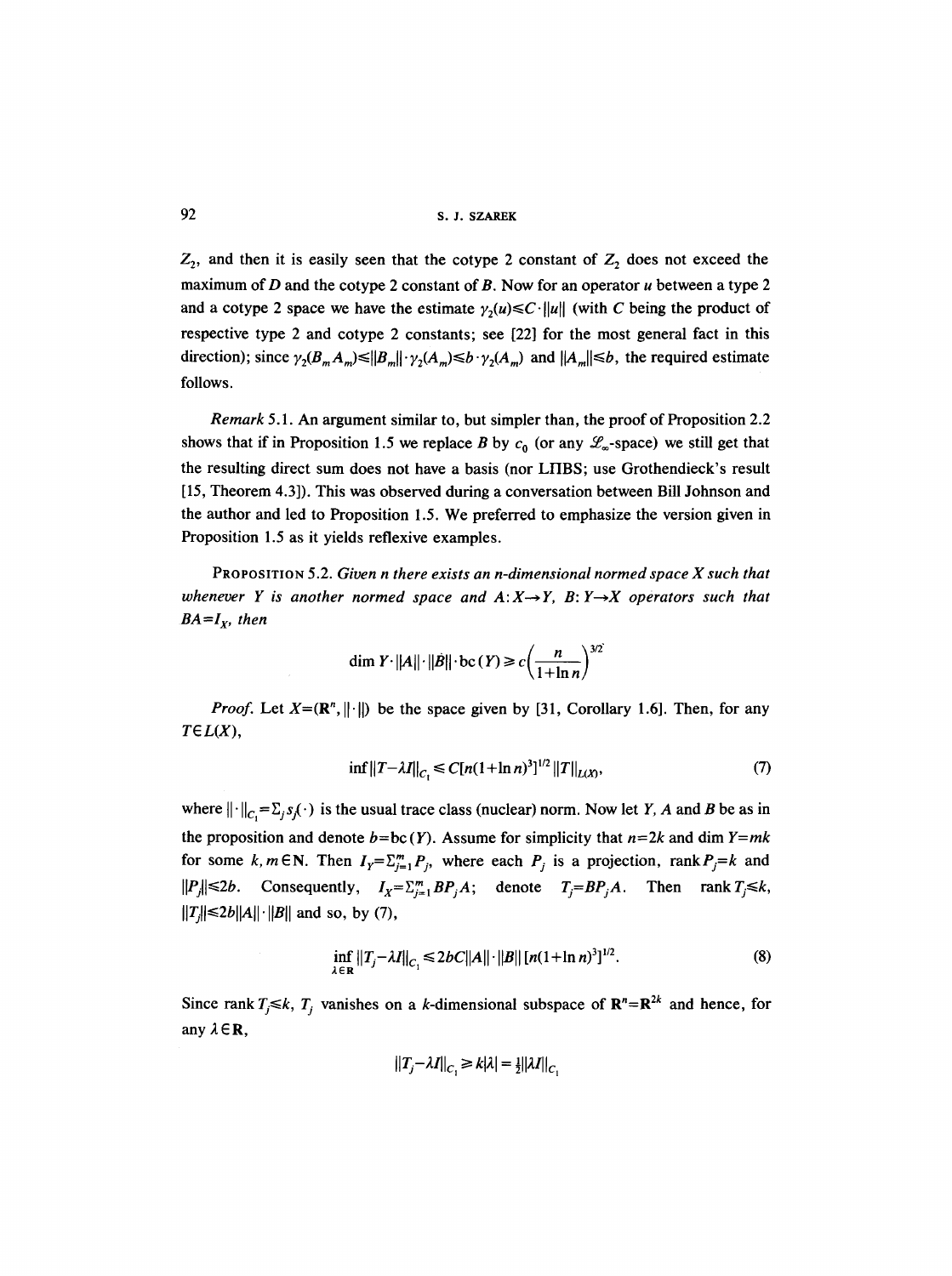$Z_2$, and then it is easily seen that the cotype 2 constant of $Z_2$ does not exceed the maximum of $D$ and the cotype 2 constant of $B$. Now for an operator $u$ between a type 2 and a cotype 2 space we have the estimate $\gamma_2(u) \le C \cdot \|u\|$ (with $C$ being the product of respective type 2 and cotype 2 constants; see [22] for the most general fact in this direction); since $\gamma_2(B_m A_m) \le \|B_m\| \cdot \gamma_2(A_m) \le b \cdot \gamma_2(A_m)$ and $\|A_m\| \le b$, the required estimate follows.

*Remark* 5.1. An argument similar to, but simpler than, the proof of Proposition 2.2 shows that if in Proposition 1.5 we replace $B$ by $c_0$ (or any $\mathcal{L}_\infty$-space) we still get that the resulting direct sum does not have a basis (nor LΠBS; use Grothendieck's result [15, Theorem 4.3]). This was observed during a conversation between Bill Johnson and the author and led to Proposition 1.5. We preferred to emphasize the version given in Proposition 1.5 as it yields reflexive examples.

PROPOSITION 5.2. *Given $n$ there exists an $n$-dimensional normed space $X$ such that whenever $Y$ is another normed space and $A: X \to Y$, $B: Y \to X$ operators such that $BA = I_X$, then*

$$\dim Y \cdot \|A\| \cdot \|B\| \cdot \mathrm{bc}(Y) \ge c\left(\frac{n}{1+\ln n}\right)^{3/2}$$

*Proof.* Let $X = (\mathbf{R}^n, \|\cdot\|)$ be the space given by [31, Corollary 1.6]. Then, for any $T \in L(X)$,

$$\inf \|T - \lambda I\|_{C_1} \le C[n(1+\ln n)^3]^{1/2} \|T\|_{L(X)}, \tag{7}$$

where $\|\cdot\|_{C_1} = \Sigma_j s_j(\cdot)$ is the usual trace class (nuclear) norm. Now let $Y$, $A$ and $B$ be as in the proposition and denote $b = \mathrm{bc}(Y)$. Assume for simplicity that $n = 2k$ and $\dim Y = mk$ for some $k, m \in \mathbf{N}$. Then $I_Y = \Sigma_{j=1}^m P_j$, where each $P_j$ is a projection, $\operatorname{rank} P_j = k$ and $\|P_j\| \le 2b$. Consequently, $I_X = \Sigma_{j=1}^m BP_jA$; denote $T_j = BP_jA$. Then $\operatorname{rank} T_j \le k$, $\|T_j\| \le 2b\|A\| \cdot \|B\|$ and so, by (7),

$$\inf_{\lambda \in \mathbf{R}} \|T_j - \lambda I\|_{C_1} \le 2bC\|A\| \cdot \|B\| \, [n(1+\ln n)^3]^{1/2}. \tag{8}$$

Since $\operatorname{rank} T_j \le k$, $T_j$ vanishes on a $k$-dimensional subspace of $\mathbf{R}^n = \mathbf{R}^{2k}$ and hence, for any $\lambda \in \mathbf{R}$,

$$\|T_j - \lambda I\|_{C_1} \ge k|\lambda| = \tfrac{1}{2}\|\lambda I\|_{C_1}$$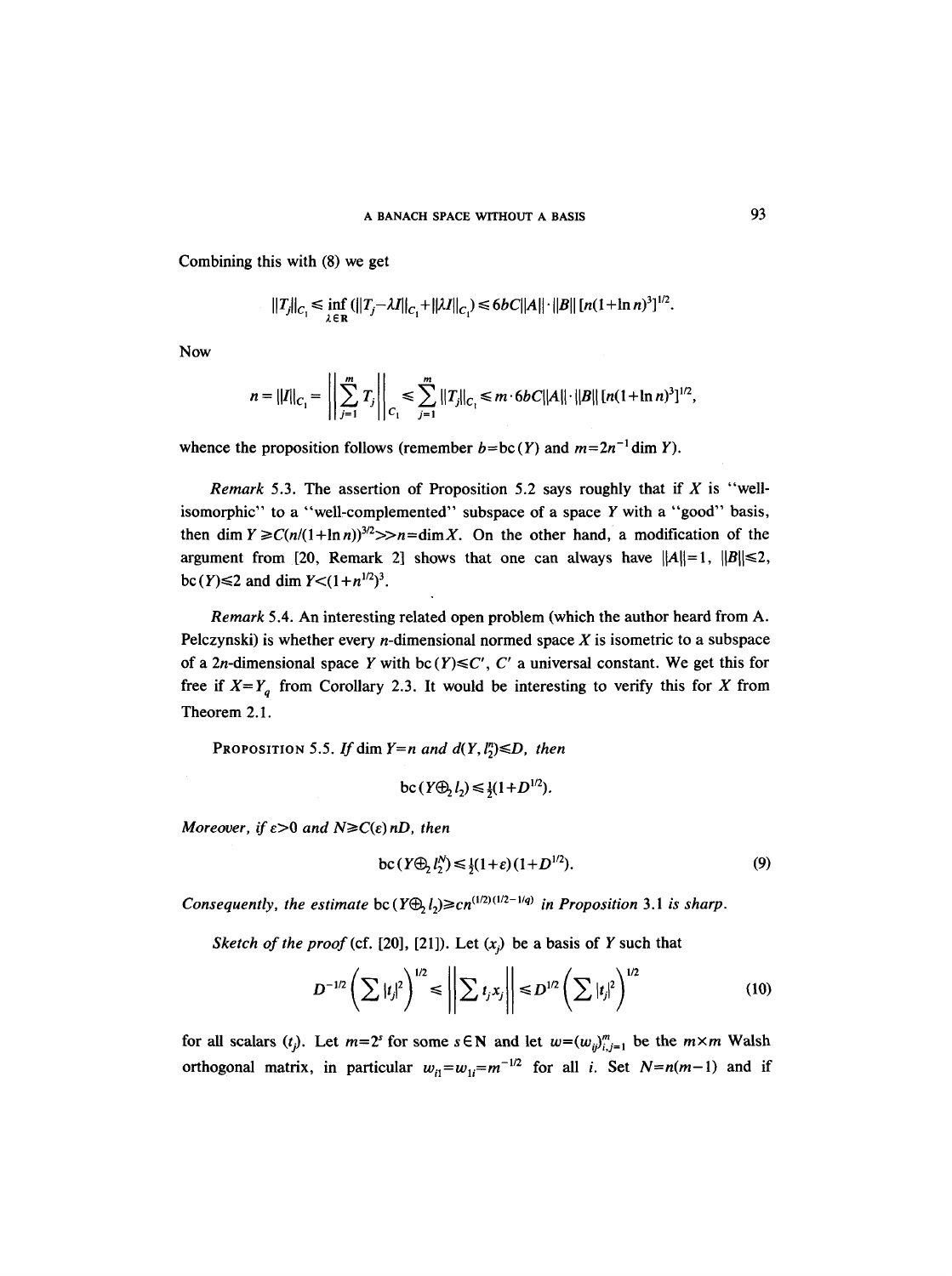Combining this with (8) we get

$$\|T_j\|_{C_1} \leq \inf_{\lambda \in \mathbf{R}} (\|T_j - \lambda I\|_{C_1} + \|\lambda I\|_{C_1}) \leq 6bC\|A\| \cdot \|B\| \, [n(1+\ln n)^3]^{1/2}.$$

Now

$$n = \|I\|_{C_1} = \left\| \sum_{j=1}^{m} T_j \right\|_{C_1} \leq \sum_{j=1}^{m} \|T_j\|_{C_1} \leq m \cdot 6bC\|A\| \cdot \|B\| \, [n(1+\ln n)^3]^{1/2},$$

whence the proposition follows (remember $b = \mathrm{bc}(Y)$ and $m = 2n^{-1} \dim Y$).

*Remark* 5.3. The assertion of Proposition 5.2 says roughly that if $X$ is "well-isomorphic" to a "well-complemented" subspace of a space $Y$ with a "good" basis, then $\dim Y \geq C(n/(1+\ln n))^{3/2} \gg n = \dim X$. On the other hand, a modification of the argument from [20, Remark 2] shows that one can always have $\|A\| = 1$, $\|B\| \leq 2$, $\mathrm{bc}(Y) \leq 2$ and $\dim Y < (1+n^{1/2})^3$.

*Remark* 5.4. An interesting related open problem (which the author heard from A. Pelczynski) is whether every $n$-dimensional normed space $X$ is isometric to a subspace of a $2n$-dimensional space $Y$ with $\mathrm{bc}(Y) \leq C'$, $C'$ a universal constant. We get this for free if $X = Y_q$ from Corollary 2.3. It would be interesting to verify this for $X$ from Theorem 2.1.

PROPOSITION 5.5. *If* $\dim Y = n$ *and* $d(Y, l_2^n) \leq D$, *then*

$$\mathrm{bc}(Y \oplus_2 l_2) \leq \tfrac{1}{2}(1 + D^{1/2}).$$

*Moreover, if* $\varepsilon > 0$ *and* $N \geq C(\varepsilon) nD$, *then*

$$\mathrm{bc}(Y \oplus_2 l_2^N) \leq \tfrac{1}{2}(1+\varepsilon)(1+D^{1/2}). \tag{9}$$

*Consequently, the estimate* $\mathrm{bc}(Y \oplus_2 l_2) \geq cn^{(1/2)(1/2-1/q)}$ *in Proposition* 3.1 *is sharp.*

*Sketch of the proof* (cf. [20], [21]). Let $(x_j)$ be a basis of $Y$ such that

$$D^{-1/2} \left( \sum |t_j|^2 \right)^{1/2} \leq \left\| \sum t_j x_j \right\| \leq D^{1/2} \left( \sum |t_j|^2 \right)^{1/2} \tag{10}$$

for all scalars $(t_j)$. Let $m = 2^s$ for some $s \in \mathbf{N}$ and let $w = (w_{ij})_{i,j=1}^m$ be the $m \times m$ Walsh orthogonal matrix, in particular $w_{i1} = w_{1i} = m^{-1/2}$ for all $i$. Set $N = n(m-1)$ and if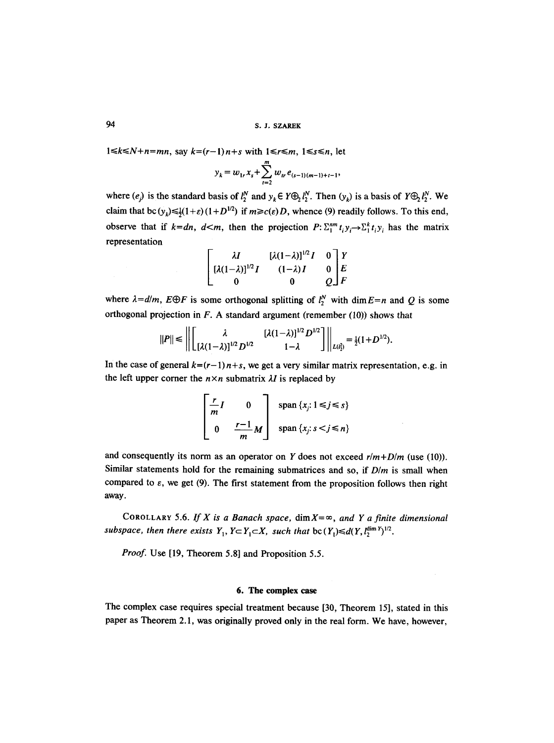$1 \leq k \leq N+n = mn$, say $k=(r-1)n+s$ with $1 \leq r \leq m$, $1 \leq s \leq n$, let

$$y_k = w_{1r} x_s + \sum_{t=2}^{m} w_{tr} e_{(s-1)(m-1)+t-1},$$

where $(e_j)$ is the standard basis of $l_2^N$ and $y_k \in Y \oplus_2 l_2^N$. Then $(y_k)$ is a basis of $Y \oplus_2 l_2^N$. We claim that $\mathrm{bc}\,(y_k) \leq \frac{1}{2}(1+\varepsilon)(1+D^{1/2})$ if $m \geq c(\varepsilon) D$, whence (9) readily follows. To this end, observe that if $k=dn$, $d<m$, then the projection $P: \Sigma_1^{nm} t_i y_i \to \Sigma_1^k t_i y_i$ has the matrix representation

$$\begin{bmatrix} \lambda I & [\lambda(1-\lambda)]^{1/2} I & 0 \\ [\lambda(1-\lambda)]^{1/2} I & (1-\lambda) I & 0 \\ 0 & 0 & Q \end{bmatrix} \begin{matrix} Y \\ E \\ F \end{matrix}$$

where $\lambda = d/m$, $E \oplus F$ is some orthogonal splitting of $l_2^N$ with $\dim E = n$ and $Q$ is some orthogonal projection in $F$. A standard argument (remember (10)) shows that

$$\|P\| \leq \left\| \begin{bmatrix} \lambda & [\lambda(1-\lambda)]^{1/2} D^{1/2} \\ [\lambda(1-\lambda)]^{1/2} D^{1/2} & 1-\lambda \end{bmatrix} \right\|_{L(l_2^2)} = \tfrac{1}{2}(1+D^{1/2}).$$

In the case of general $k=(r-1)n+s$, we get a very similar matrix representation, e.g. in the left upper corner the $n \times n$ submatrix $\lambda I$ is replaced by

$$\begin{bmatrix} \frac{r}{m} I & 0 \\ 0 & \frac{r-1}{m} M \end{bmatrix} \begin{matrix} \mathrm{span}\,\{x_j : 1 \leq j \leq s\} \\ \mathrm{span}\,\{x_j : s < j \leq n\} \end{matrix}$$

and consequently its norm as an operator on $Y$ does not exceed $r/m + D/m$ (use (10)). Similar statements hold for the remaining submatrices and so, if $D/m$ is small when compared to $\varepsilon$, we get (9). The first statement from the proposition follows then right away.

COROLLARY 5.6. *If $X$ is a Banach space, $\dim X = \infty$, and $Y$ a finite dimensional subspace, then there exists $Y_1$, $Y \subset Y_1 \subset X$, such that $\mathrm{bc}\,(Y_1) \leq d(Y, l_2^{\dim Y})^{1/2}$.*

*Proof.* Use [19, Theorem 5.8] and Proposition 5.5.

## 6. The complex case

The complex case requires special treatment because [30, Theorem 15], stated in this paper as Theorem 2.1, was originally proved only in the real form. We have, however,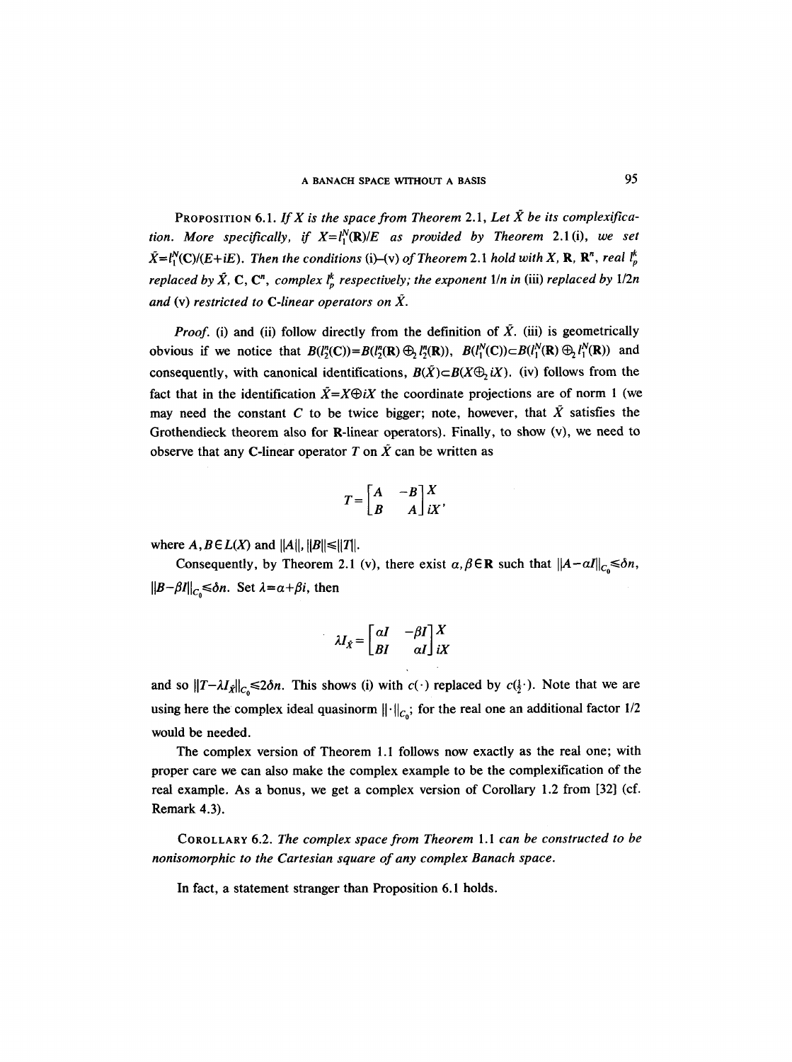**Proposition 6.1.** *If $X$ is the space from Theorem 2.1, Let $\tilde{X}$ be its complexification. More specifically, if $X=l_1^N(\mathbf{R})/E$ as provided by Theorem 2.1 (i), we set $\tilde{X}=l_1^N(\mathbf{C})/(E+iE)$. Then the conditions (i)–(v) of Theorem 2.1 hold with $X$, $\mathbf{R}$, $\mathbf{R}^n$, real $l_p^k$ replaced by $\tilde{X}$, $\mathbf{C}$, $\mathbf{C}^n$, complex $l_p^k$ respectively; the exponent $1/n$ in (iii) replaced by $1/2n$ and (v) restricted to $\mathbf{C}$-linear operators on $\tilde{X}$.*

*Proof.* (i) and (ii) follow directly from the definition of $\tilde{X}$. (iii) is geometrically obvious if we notice that $B(l_2^n(\mathbf{C}))=B(l_2^n(\mathbf{R})\oplus_2 l_2^n(\mathbf{R}))$, $B(l_1^N(\mathbf{C}))\subset B(l_1^N(\mathbf{R})\oplus_2 l_1^N(\mathbf{R}))$ and consequently, with canonical identifications, $B(\tilde{X})\subset B(X\oplus_2 iX)$. (iv) follows from the fact that in the identification $\tilde{X}=X\oplus iX$ the coordinate projections are of norm 1 (we may need the constant $C$ to be twice bigger; note, however, that $\tilde{X}$ satisfies the Grothendieck theorem also for $\mathbf{R}$-linear operators). Finally, to show (v), we need to observe that any $\mathbf{C}$-linear operator $T$ on $\tilde{X}$ can be written as

$$T=\begin{bmatrix} A & -B \\ B & A \end{bmatrix}\begin{matrix} X \\ iX \end{matrix},$$

where $A, B\in L(X)$ and $\|A\|, \|B\|\leq\|T\|$.

Consequently, by Theorem 2.1 (v), there exist $\alpha,\beta\in\mathbf{R}$ such that $\|A-\alpha I\|_{C_0}\leq\delta n$, $\|B-\beta I\|_{C_0}\leq\delta n$. Set $\lambda=\alpha+\beta i$, then

$$\lambda I_{\tilde{X}}=\begin{bmatrix} \alpha I & -\beta I \\ \beta I & \alpha I \end{bmatrix}\begin{matrix} X \\ iX \end{matrix}$$

and so $\|T-\lambda I_{\tilde{X}}\|_{C_0}\leq 2\delta n$. This shows (i) with $c(\cdot)$ replaced by $c(\frac{1}{2}\cdot)$. Note that we are using here the complex ideal quasinorm $\|\cdot\|_{C_0}$; for the real one an additional factor $1/2$ would be needed.

The complex version of Theorem 1.1 follows now exactly as the real one; with proper care we can also make the complex example to be the complexification of the real example. As a bonus, we get a complex version of Corollary 1.2 from [32] (cf. Remark 4.3).

**Corollary 6.2.** *The complex space from Theorem 1.1 can be constructed to be nonisomorphic to the Cartesian square of any complex Banach space.*

In fact, a statement stranger than Proposition 6.1 holds.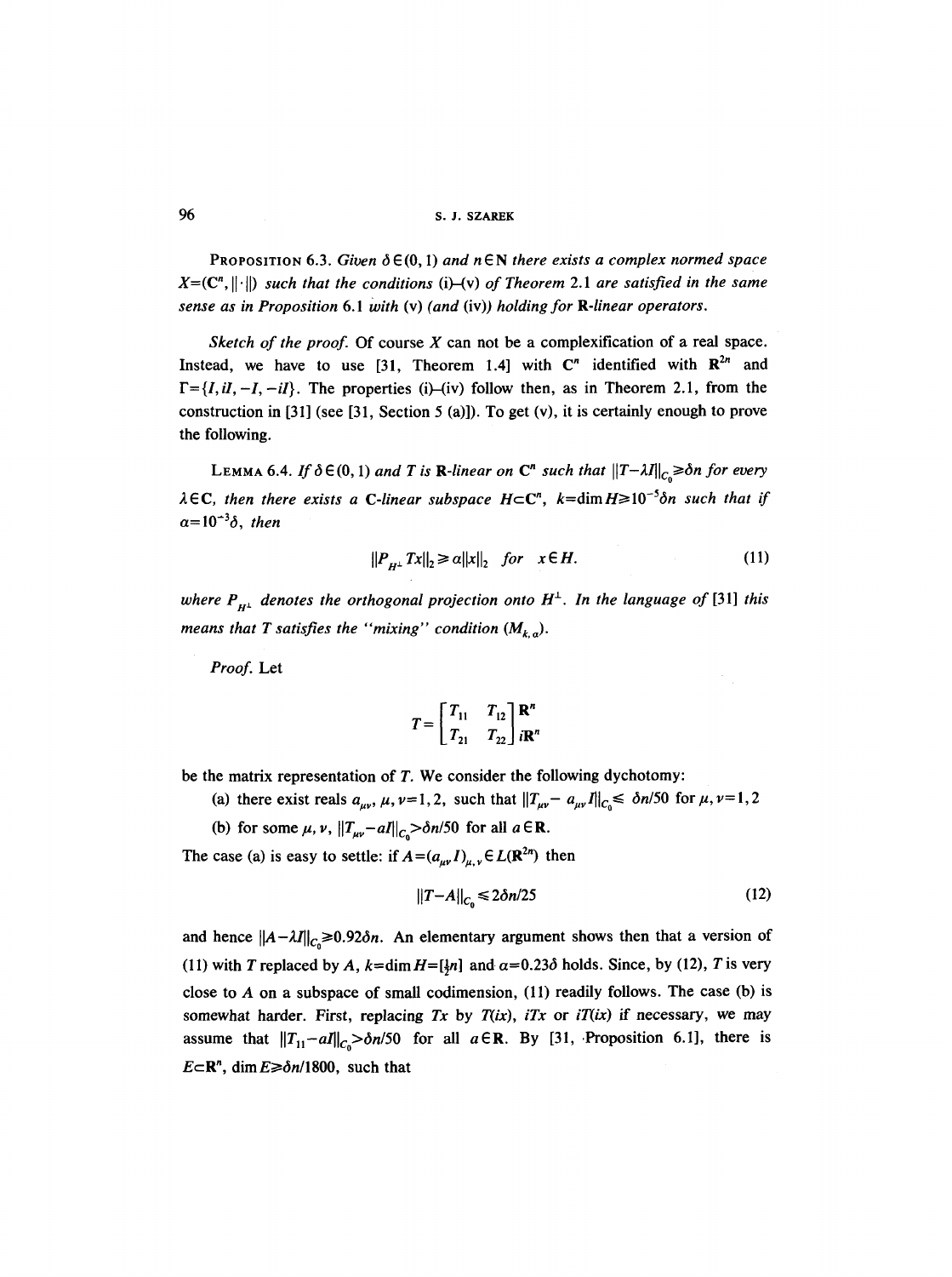**Proposition 6.3.** *Given $\delta \in (0,1)$ and $n \in \mathbf{N}$ there exists a complex normed space $X=(\mathbf{C}^n, \|\cdot\|)$ such that the conditions* (i)–(v) *of Theorem* 2.1 *are satisfied in the same sense as in Proposition* 6.1 *with* (v) *(and* (iv)*) holding for* **R***-linear operators.*

*Sketch of the proof.* Of course $X$ can not be a complexification of a real space. Instead, we have to use [31, Theorem 1.4] with $\mathbf{C}^n$ identified with $\mathbf{R}^{2n}$ and $\Gamma=\{I, iI, -I, -iI\}$. The properties (i)–(iv) follow then, as in Theorem 2.1, from the construction in [31] (see [31, Section 5 (a)]). To get (v), it is certainly enough to prove the following.

**Lemma 6.4.** *If $\delta \in (0,1)$ and $T$ is* **R***-linear on $\mathbf{C}^n$ such that $\|T-\lambda I\|_{C_0} \geq \delta n$ for every $\lambda \in \mathbf{C}$, then there exists a* **C***-linear subspace $H \subset \mathbf{C}^n$, $k=\dim H \geq 10^{-5}\delta n$ such that if $\alpha=10^{-3}\delta$, then*

$$\|P_{H^\perp} Tx\|_2 \geq \alpha \|x\|_2 \quad \text{for} \quad x \in H. \tag{11}$$

*where $P_{H^\perp}$ denotes the orthogonal projection onto $H^\perp$. In the language of* [31] *this means that $T$ satisfies the "mixing" condition $(M_{k,\alpha})$.*

*Proof.* Let

$$T=\begin{bmatrix} T_{11} & T_{12} \\ T_{21} & T_{22} \end{bmatrix} \begin{matrix} \mathbf{R}^n \\ i\mathbf{R}^n \end{matrix}$$

be the matrix representation of $T$. We consider the following dychotomy:

(a) there exist reals $a_{\mu\nu}$, $\mu, \nu=1,2$, such that $\|T_{\mu\nu}-a_{\mu\nu}I\|_{C_0} \leq \delta n/50$ for $\mu, \nu=1,2$

(b) for some $\mu, \nu$, $\|T_{\mu\nu}-aI\|_{C_0} > \delta n/50$ for all $a \in \mathbf{R}$.

The case (a) is easy to settle: if $A=(a_{\mu\nu}I)_{\mu,\nu} \in L(\mathbf{R}^{2n})$ then

$$\|T-A\|_{C_0} \leq 2\delta n/25 \tag{12}$$

and hence $\|A-\lambda I\|_{C_0} \geq 0.92\delta n$. An elementary argument shows then that a version of (11) with $T$ replaced by $A$, $k=\dim H=[\frac{1}{2}n]$ and $\alpha=0.23\delta$ holds. Since, by (12), $T$ is very close to $A$ on a subspace of small codimension, (11) readily follows. The case (b) is somewhat harder. First, replacing $Tx$ by $T(ix)$, $iTx$ or $iT(ix)$ if necessary, we may assume that $\|T_{11}-aI\|_{C_0} > \delta n/50$ for all $a \in \mathbf{R}$. By [31, Proposition 6.1], there is $E \subset \mathbf{R}^n$, $\dim E \geq \delta n/1800$, such that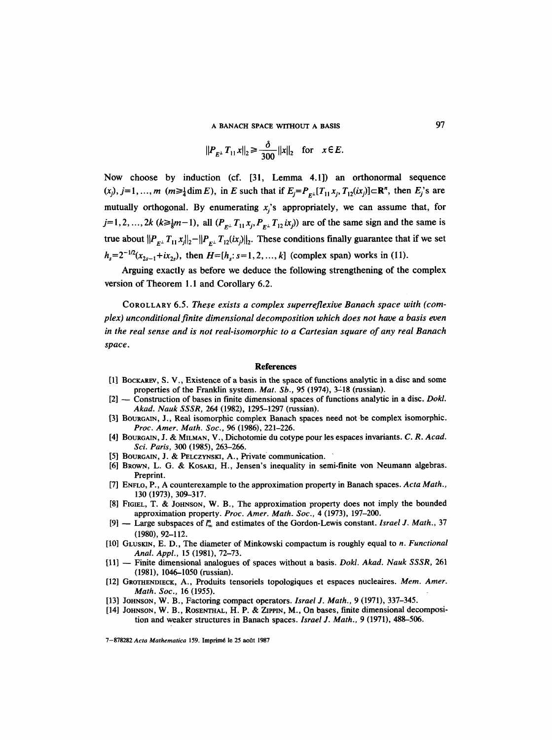$$\|P_{E^\perp} T_{11} x\|_2 \geq \frac{\delta}{300} \|x\|_2 \quad \text{for} \quad x \in E.$$

Now choose by induction (cf. [31, Lemma 4.1]) an orthonormal sequence $(x_j)$, $j=1,\ldots,m$ $(m \geq \frac{1}{4} \dim E)$, in $E$ such that if $E_j = P_{E^\perp}[T_{11} x_j, T_{12}(ix_j)] \subset \mathbf{R}^n$, then $E_j$'s are mutually orthogonal. By enumerating $x_j$'s appropriately, we can assume that, for $j=1,2,\ldots,2k$ $(k \geq \frac{1}{8}m-1)$, all $(P_{E^\perp} T_{11} x_j, P_{E^\perp} T_{12} ix_j)$ are of the same sign and the same is true about $\|P_{E^\perp} T_{11} x_j\|_2 - \|P_{E^\perp} T_{12}(ix_j)\|_2$. These conditions finally guarantee that if we set $h_s = 2^{-1/2}(x_{2s-1} + ix_{2s})$, then $H = [h_s : s=1,2,\ldots,k]$ (complex span) works in (11).

Arguing exactly as before we deduce the following strengthening of the complex version of Theorem 1.1 and Corollary 6.2.

COROLLARY 6.5. *These exists a complex superreflexive Banach space with (complex) unconditional finite dimensional decomposition which does not have a basis even in the real sense and is not real-isomorphic to a Cartesian square of any real Banach space.*

## References

[1] Bockarev, S. V., Existence of a basis in the space of functions analytic in a disc and some properties of the Franklin system. *Mat. Sb.*, 95 (1974), 3–18 (russian).

[2] — Construction of bases in finite dimensional spaces of functions analytic in a disc. *Dokl. Akad. Nauk SSSR*, 264 (1982), 1295–1297 (russian).

[3] Bourgain, J., Real isomorphic complex Banach spaces need not be complex isomorphic. *Proc. Amer. Math. Soc.*, 96 (1986), 221–226.

[4] Bourgain, J. & Milman, V., Dichotomie du cotype pour les espaces invariants. *C. R. Acad. Sci. Paris*, 300 (1985), 263–266.

[5] Bourgain, J. & Pelczynski, A., Private communication.

[6] Brown, L. G. & Kosaki, H., Jensen's inequality in semi-finite von Neumann algebras. Preprint.

[7] Enflo, P., A counterexample to the approximation property in Banach spaces. *Acta Math.*, 130 (1973), 309–317.

[8] Figiel, T. & Johnson, W. B., The approximation property does not imply the bounded approximation property. *Proc. Amer. Math. Soc.*, 4 (1973), 197–200.

[9] — Large subspaces of $l_\infty^n$ and estimates of the Gordon-Lewis constant. *Israel J. Math.*, 37 (1980), 92–112.

[10] Gluskin, E. D., The diameter of Minkowski compactum is roughly equal to *n*. *Functional Anal. Appl.*, 15 (1981), 72–73.

[11] — Finite dimensional analogues of spaces without a basis. *Dokl. Akad. Nauk SSSR*, 261 (1981), 1046–1050 (russian).

[12] Grothendieck, A., Produits tensoriels topologiques et espaces nucleaires. *Mem. Amer. Math. Soc.*, 16 (1955).

[13] Johnson, W. B., Factoring compact operators. *Israel J. Math.*, 9 (1971), 337–345.

[14] Johnson, W. B., Rosenthal, H. P. & Zippin, M., On bases, finite dimensional decomposition and weaker structures in Banach spaces. *Israel J. Math.*, 9 (1971), 488–506.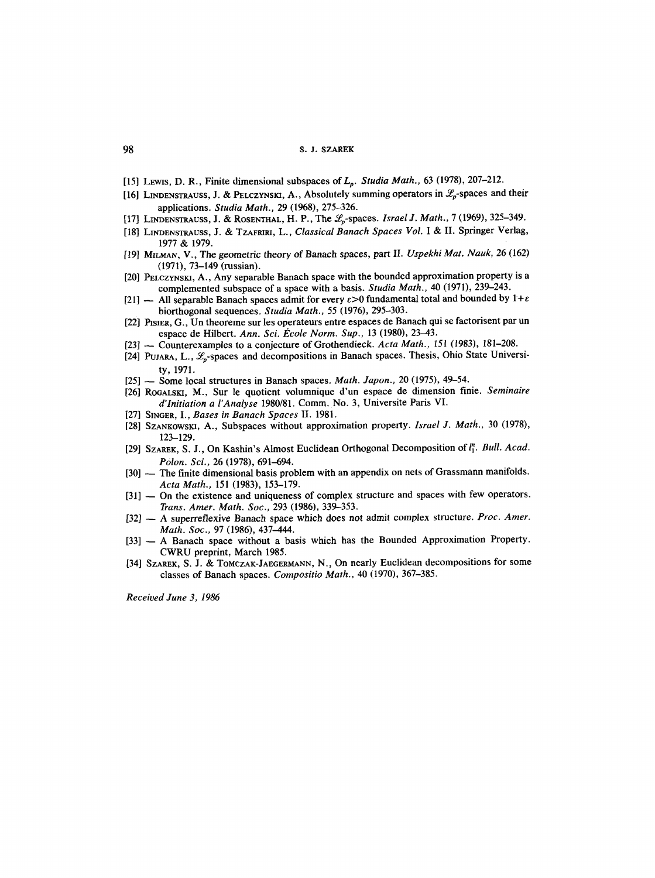[15] Lewis, D. R., Finite dimensional subspaces of $L_p$. *Studia Math.*, 63 (1978), 207–212.

[16] Lindenstrauss, J. & Pelczynski, A., Absolutely summing operators in $\mathscr{L}_p$-spaces and their applications. *Studia Math.*, 29 (1968), 275–326.

[17] Lindenstrauss, J. & Rosenthal, H. P., The $\mathscr{L}_p$-spaces. *Israel J. Math.*, 7 (1969), 325–349.

[18] Lindenstrauss, J. & Tzafriri, L., *Classical Banach Spaces Vol.* I & II. Springer Verlag, 1977 & 1979.

[19] Milman, V., The geometric theory of Banach spaces, part II. *Uspekhi Mat. Nauk*, 26 (162) (1971), 73–149 (russian).

[20] Pelczynski, A., Any separable Banach space with the bounded approximation property is a complemented subspace of a space with a basis. *Studia Math.*, 40 (1971), 239–243.

[21] — All separable Banach spaces admit for every $\varepsilon>0$ fundamental total and bounded by $1+\varepsilon$ biorthogonal sequences. *Studia Math.*, 55 (1976), 295–303.

[22] Pisier, G., Un theoreme sur les operateurs entre espaces de Banach qui se factorisent par un espace de Hilbert. *Ann. Sci. École Norm. Sup.*, 13 (1980), 23–43.

[23] — Counterexamples to a conjecture of Grothendieck. *Acta Math.*, 151 (1983), 181–208.

[24] Pujara, L., $\mathscr{L}_p$-spaces and decompositions in Banach spaces. Thesis, Ohio State University, 1971.

[25] — Some local structures in Banach spaces. *Math. Japon.*, 20 (1975), 49–54.

[26] Rogalski, M., Sur le quotient volumnique d'un espace de dimension finie. *Seminaire d'Initiation a l'Analyse* 1980/81. Comm. No. 3, Universite Paris VI.

[27] Singer, I., *Bases in Banach Spaces* II. 1981.

[28] Szankowski, A., Subspaces without approximation property. *Israel J. Math.*, 30 (1978), 123–129.

[29] Szarek, S. J., On Kashin's Almost Euclidean Orthogonal Decomposition of $l_1^n$. *Bull. Acad. Polon. Sci.*, 26 (1978), 691–694.

[30] — The finite dimensional basis problem with an appendix on nets of Grassmann manifolds. *Acta Math.*, 151 (1983), 153–179.

[31] — On the existence and uniqueness of complex structure and spaces with few operators. *Trans. Amer. Math. Soc.*, 293 (1986), 339–353.

[32] — A superreflexive Banach space which does not admit complex structure. *Proc. Amer. Math. Soc.*, 97 (1986), 437–444.

[33] — A Banach space without a basis which has the Bounded Approximation Property. CWRU preprint, March 1985.

[34] Szarek, S. J. & Tomczak-Jaegermann, N., On nearly Euclidean decompositions for some classes of Banach spaces. *Compositio Math.*, 40 (1970), 367–385.

*Received June 3, 1986*